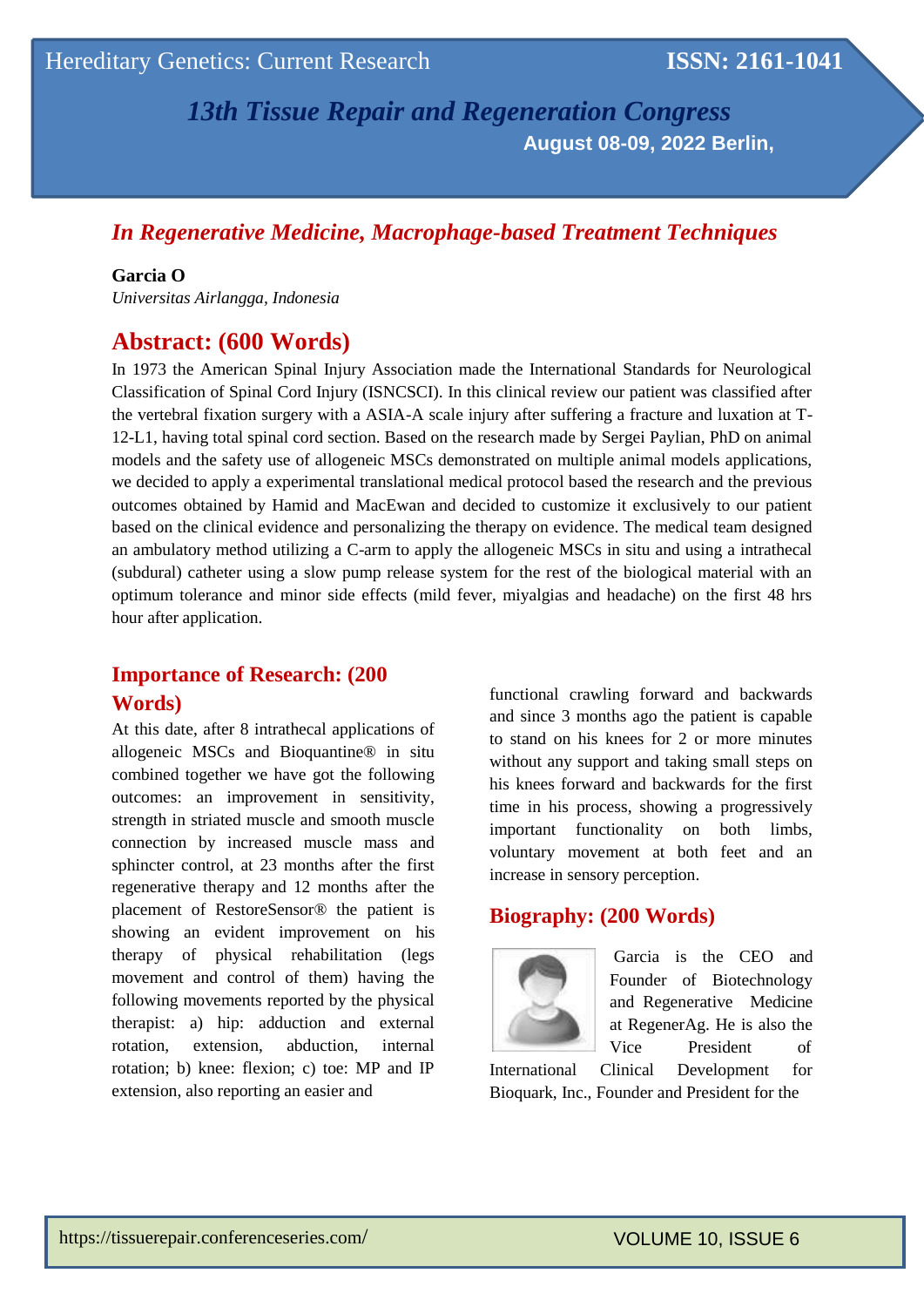## 13th Tissue Repair and Regeneration Congress

**August 08-09, 2022 Berlin,**

# *In Regenerative Medicine, Macrophage-based Treatment Techniques*

**Garcia O**

*Universitas Airlangga, Indonesia*

## Abstract: (600 Words)

In 1973 the American Spinal Injury Association made the International Standards for Neurological Classification of Spinal Cord Injury (ISNCSCI). In this clinical review our patient was classified after the vertebral fixation surgery with a ASIA-A scale injury after suffering a fracture and luxation at T-12-L1, having total spinal cord section. Based on the research made by Sergei Paylian, PhD on animal models and the safety use of allogeneic MSCs demonstrated on multiple animal models applications, we decided to apply a experimental translational medical protocol based the research and the previous outcomes obtained by Hamid and MacEwan and decided to customize it exclusively to our patient based on the clinical evidence and personalizing the therapy on evidence. The medical team designed an ambulatory method utilizing a C-arm to apply the allogeneic MSCs in situ and using a intrathecal (subdural) catheter using a slow pump release system for the rest of the biological material with an optimum tolerance and minor side effects (mild fever, miyalgias and headache) on the first 48 hrs hour after application.

## Importance of Research: (200 Words)

At this date, after 8 intrathecal applications of allogeneic MSCs and Bioquantine® in situ combined together we have got the following outcomes: an improvement in sensitivity, strength in striated muscle and smooth muscle connection by increased muscle mass and sphincter control, at 23 months after the first regenerative therapy and 12 months after the placement of RestoreSensor® the patient is showing an evident improvement on his therapy of physical rehabilitation (legs movement and control of them) having the following movements reported by the physical therapist: a) hip: adduction and external rotation, extension, abduction, internal rotation; b) knee: flexion; c) toe: MP and IP extension, also reporting an easier and functional crawling forward and backwards and since 3 months ago the patient is capable to stand on his knees for 2 or more minutes without any support and taking small steps on his knees forward and backwards for the first time in his process, showing a progressively important functionality on both limbs, voluntary movement at both feet and an increase in sensory perception.

## Biography: (200 Words)

Garcia is the CEO and Founder of Biotechnology and Regenerative Medicine at RegenerAg. He is also the Vice President of International Clinical Development for Bioquark, Inc., Founder and President for the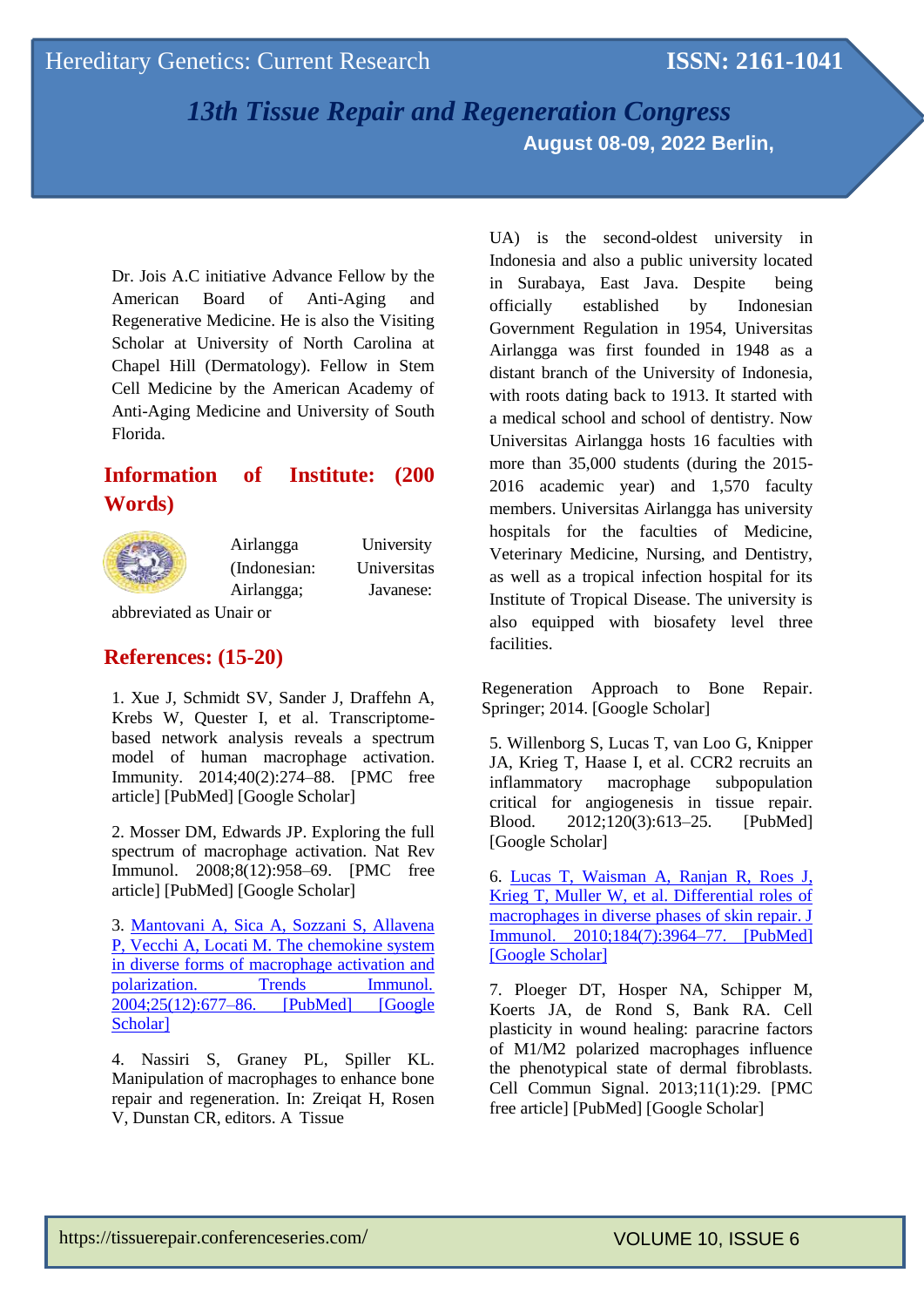Dr. Jois A.C initiative Advance Fellow by the American Board of Anti-Aging and Regenerative Medicine. He is also the Visiting Scholar at University of North Carolina at Chapel Hill (Dermatology). Fellow in Stem Cell Medicine by the American Academy of Anti-Aging Medicine and University of South Florida.

## Information of Institute: (200 Words)

Airlangga University (Indonesian: Universitas Airlangga; Javanese: abbreviated as Unair or UA) is the second-oldest university in Indonesia and also a public university located in Surabaya, East Java. Despite being officially established by Indonesian Government Regulation in 1954, Universitas Airlangga was first founded in 1948 as a distant branch of the University of Indonesia, with roots dating back to 1913. It started with a medical school and school of dentistry. Now Universitas Airlangga hosts 16 faculties with more than 35,000 students (during the 2015-2016 academic year) and 1,570 faculty members. Universitas Airlangga has university hospitals for the faculties of Medicine, Veterinary Medicine, Nursing, and Dentistry, as well as a tropical infection hospital for its Institute of Tropical Disease. The university is also equipped with biosafety level three facilities.

## References: (15-20)

1. Xue J, Schmidt SV, Sander J, Draffehn A, Krebs W, Quester I, et al. Transcriptome-based network analysis reveals a spectrum model of human macrophage activation. Immunity. 2014;40(2):274–88. [PMC free article] [PubMed] [Google Scholar]

2. Mosser DM, Edwards JP. Exploring the full spectrum of macrophage activation. Nat Rev Immunol. 2008;8(12):958–69. [PMC free article] [PubMed] [Google Scholar]

3. Mantovani A, Sica A, Sozzani S, Allavena P, Vecchi A, Locati M. The chemokine system in diverse forms of macrophage activation and polarization. Trends Immunol. 2004;25(12):677–86. [PubMed] [Google Scholar]

4. Nassiri S, Graney PL, Spiller KL. Manipulation of macrophages to enhance bone repair and regeneration. In: Zreiqat H, Rosen V, Dunstan CR, editors. A Tissue Regeneration Approach to Bone Repair. Springer; 2014. [Google Scholar]

5. Willenborg S, Lucas T, van Loo G, Knipper JA, Krieg T, Haase I, et al. CCR2 recruits an inflammatory macrophage subpopulation critical for angiogenesis in tissue repair. Blood. 2012;120(3):613–25. [PubMed] [Google Scholar]

6. Lucas T, Waisman A, Ranjan R, Roes J, Krieg T, Muller W, et al. Differential roles of macrophages in diverse phases of skin repair. J Immunol. 2010;184(7):3964–77. [PubMed] [Google Scholar]

7. Ploeger DT, Hosper NA, Schipper M, Koerts JA, de Rond S, Bank RA. Cell plasticity in wound healing: paracrine factors of M1/M2 polarized macrophages influence the phenotypical state of dermal fibroblasts. Cell Commun Signal. 2013;11(1):29. [PMC free article] [PubMed] [Google Scholar]